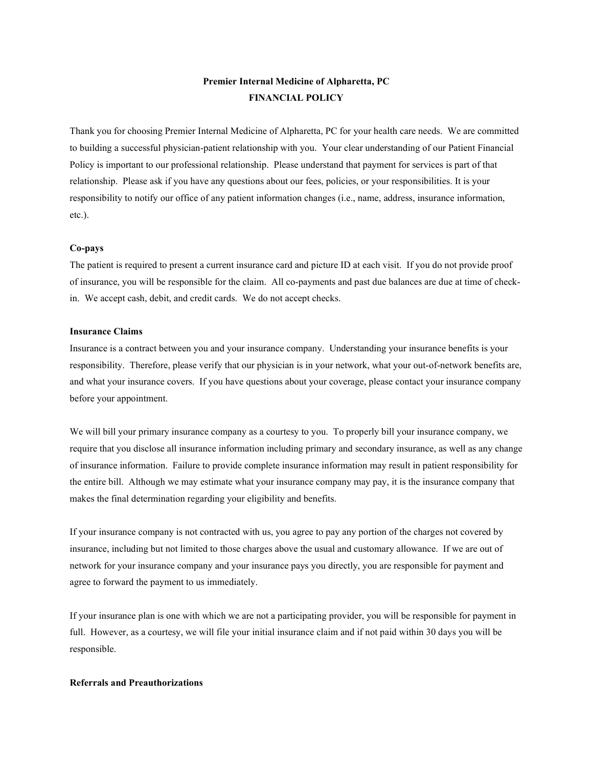# Premier Internal Medicine of Alpharetta, PC
## FINANCIAL POLICY

Thank you for choosing Premier Internal Medicine of Alpharetta, PC for your health care needs. We are committed to building a successful physician-patient relationship with you. Your clear understanding of our Patient Financial Policy is important to our professional relationship. Please understand that payment for services is part of that relationship. Please ask if you have any questions about our fees, policies, or your responsibilities. It is your responsibility to notify our office of any patient information changes (i.e., name, address, insurance information, etc.).

### Co-pays

The patient is required to present a current insurance card and picture ID at each visit. If you do not provide proof of insurance, you will be responsible for the claim. All co-payments and past due balances are due at time of check-in. We accept cash, debit, and credit cards. We do not accept checks.

### Insurance Claims

Insurance is a contract between you and your insurance company. Understanding your insurance benefits is your responsibility. Therefore, please verify that our physician is in your network, what your out-of-network benefits are, and what your insurance covers. If you have questions about your coverage, please contact your insurance company before your appointment.

We will bill your primary insurance company as a courtesy to you. To properly bill your insurance company, we require that you disclose all insurance information including primary and secondary insurance, as well as any change of insurance information. Failure to provide complete insurance information may result in patient responsibility for the entire bill. Although we may estimate what your insurance company may pay, it is the insurance company that makes the final determination regarding your eligibility and benefits.

If your insurance company is not contracted with us, you agree to pay any portion of the charges not covered by insurance, including but not limited to those charges above the usual and customary allowance. If we are out of network for your insurance company and your insurance pays you directly, you are responsible for payment and agree to forward the payment to us immediately.

If your insurance plan is one with which we are not a participating provider, you will be responsible for payment in full. However, as a courtesy, we will file your initial insurance claim and if not paid within 30 days you will be responsible.

### Referrals and Preauthorizations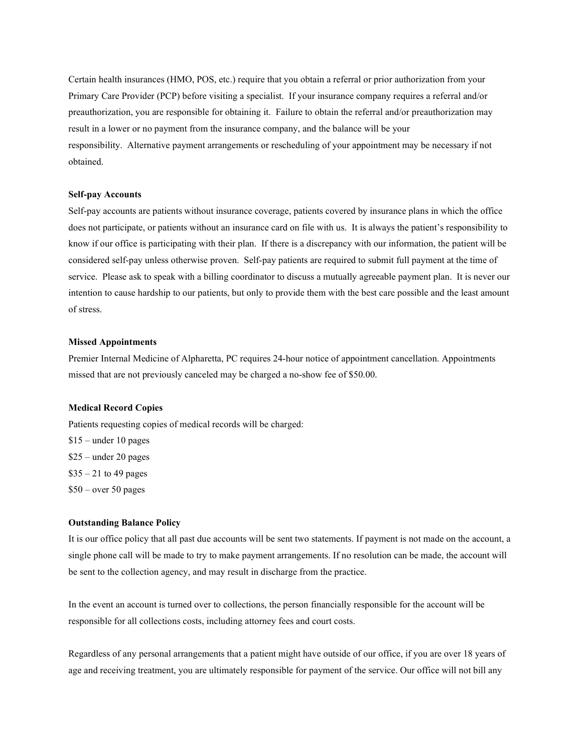Certain health insurances (HMO, POS, etc.) require that you obtain a referral or prior authorization from your Primary Care Provider (PCP) before visiting a specialist. If your insurance company requires a referral and/or preauthorization, you are responsible for obtaining it. Failure to obtain the referral and/or preauthorization may result in a lower or no payment from the insurance company, and the balance will be your responsibility. Alternative payment arrangements or rescheduling of your appointment may be necessary if not obtained.

**Self-pay Accounts**

Self-pay accounts are patients without insurance coverage, patients covered by insurance plans in which the office does not participate, or patients without an insurance card on file with us. It is always the patient's responsibility to know if our office is participating with their plan. If there is a discrepancy with our information, the patient will be considered self-pay unless otherwise proven. Self-pay patients are required to submit full payment at the time of service. Please ask to speak with a billing coordinator to discuss a mutually agreeable payment plan. It is never our intention to cause hardship to our patients, but only to provide them with the best care possible and the least amount of stress.

**Missed Appointments**

Premier Internal Medicine of Alpharetta, PC requires 24-hour notice of appointment cancellation. Appointments missed that are not previously canceled may be charged a no-show fee of $50.00.

**Medical Record Copies**

Patients requesting copies of medical records will be charged:

$15 – under 10 pages

$25 – under 20 pages

$35 – 21 to 49 pages

$50 – over 50 pages

**Outstanding Balance Policy**

It is our office policy that all past due accounts will be sent two statements. If payment is not made on the account, a single phone call will be made to try to make payment arrangements. If no resolution can be made, the account will be sent to the collection agency, and may result in discharge from the practice.

In the event an account is turned over to collections, the person financially responsible for the account will be responsible for all collections costs, including attorney fees and court costs.

Regardless of any personal arrangements that a patient might have outside of our office, if you are over 18 years of age and receiving treatment, you are ultimately responsible for payment of the service. Our office will not bill any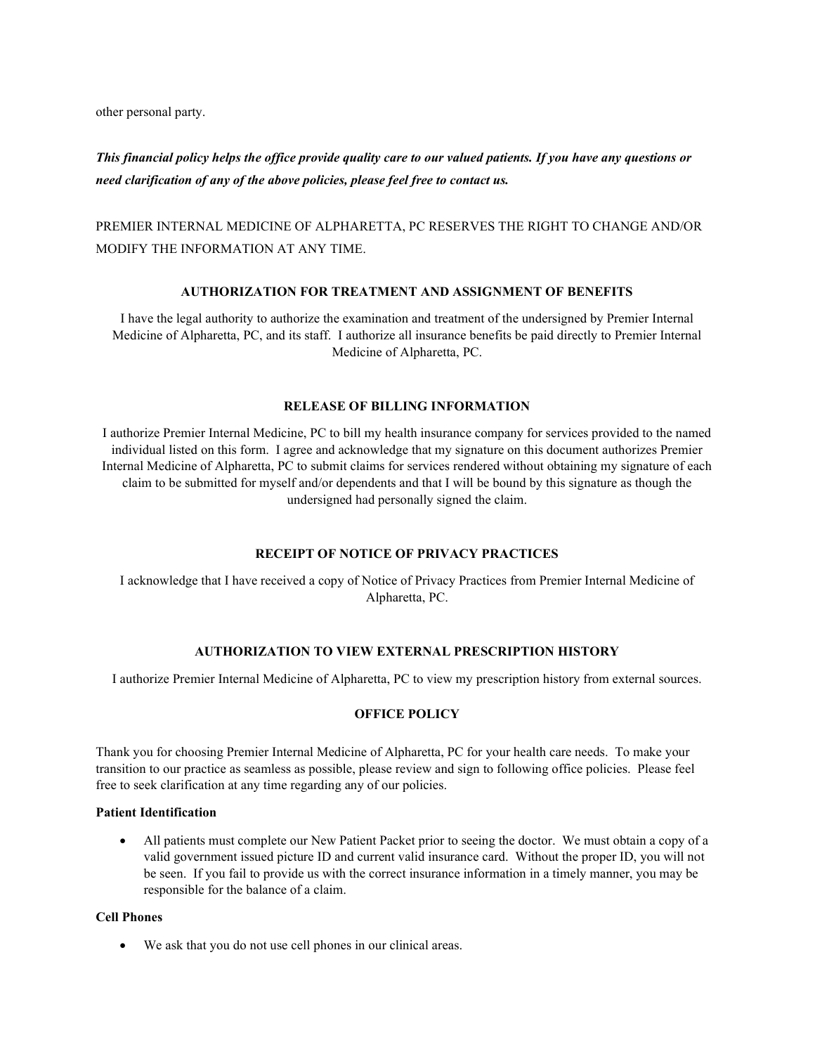other personal party.

***This financial policy helps the office provide quality care to our valued patients. If you have any questions or need clarification of any of the above policies, please feel free to contact us.***

PREMIER INTERNAL MEDICINE OF ALPHARETTA, PC RESERVES THE RIGHT TO CHANGE AND/OR MODIFY THE INFORMATION AT ANY TIME.

### AUTHORIZATION FOR TREATMENT AND ASSIGNMENT OF BENEFITS

I have the legal authority to authorize the examination and treatment of the undersigned by Premier Internal Medicine of Alpharetta, PC, and its staff. I authorize all insurance benefits be paid directly to Premier Internal Medicine of Alpharetta, PC.

### RELEASE OF BILLING INFORMATION

I authorize Premier Internal Medicine, PC to bill my health insurance company for services provided to the named individual listed on this form. I agree and acknowledge that my signature on this document authorizes Premier Internal Medicine of Alpharetta, PC to submit claims for services rendered without obtaining my signature of each claim to be submitted for myself and/or dependents and that I will be bound by this signature as though the undersigned had personally signed the claim.

### RECEIPT OF NOTICE OF PRIVACY PRACTICES

I acknowledge that I have received a copy of Notice of Privacy Practices from Premier Internal Medicine of Alpharetta, PC.

### AUTHORIZATION TO VIEW EXTERNAL PRESCRIPTION HISTORY

I authorize Premier Internal Medicine of Alpharetta, PC to view my prescription history from external sources.

### OFFICE POLICY

Thank you for choosing Premier Internal Medicine of Alpharetta, PC for your health care needs. To make your transition to our practice as seamless as possible, please review and sign to following office policies. Please feel free to seek clarification at any time regarding any of our policies.

**Patient Identification**

- All patients must complete our New Patient Packet prior to seeing the doctor. We must obtain a copy of a valid government issued picture ID and current valid insurance card. Without the proper ID, you will not be seen. If you fail to provide us with the correct insurance information in a timely manner, you may be responsible for the balance of a claim.

**Cell Phones**

- We ask that you do not use cell phones in our clinical areas.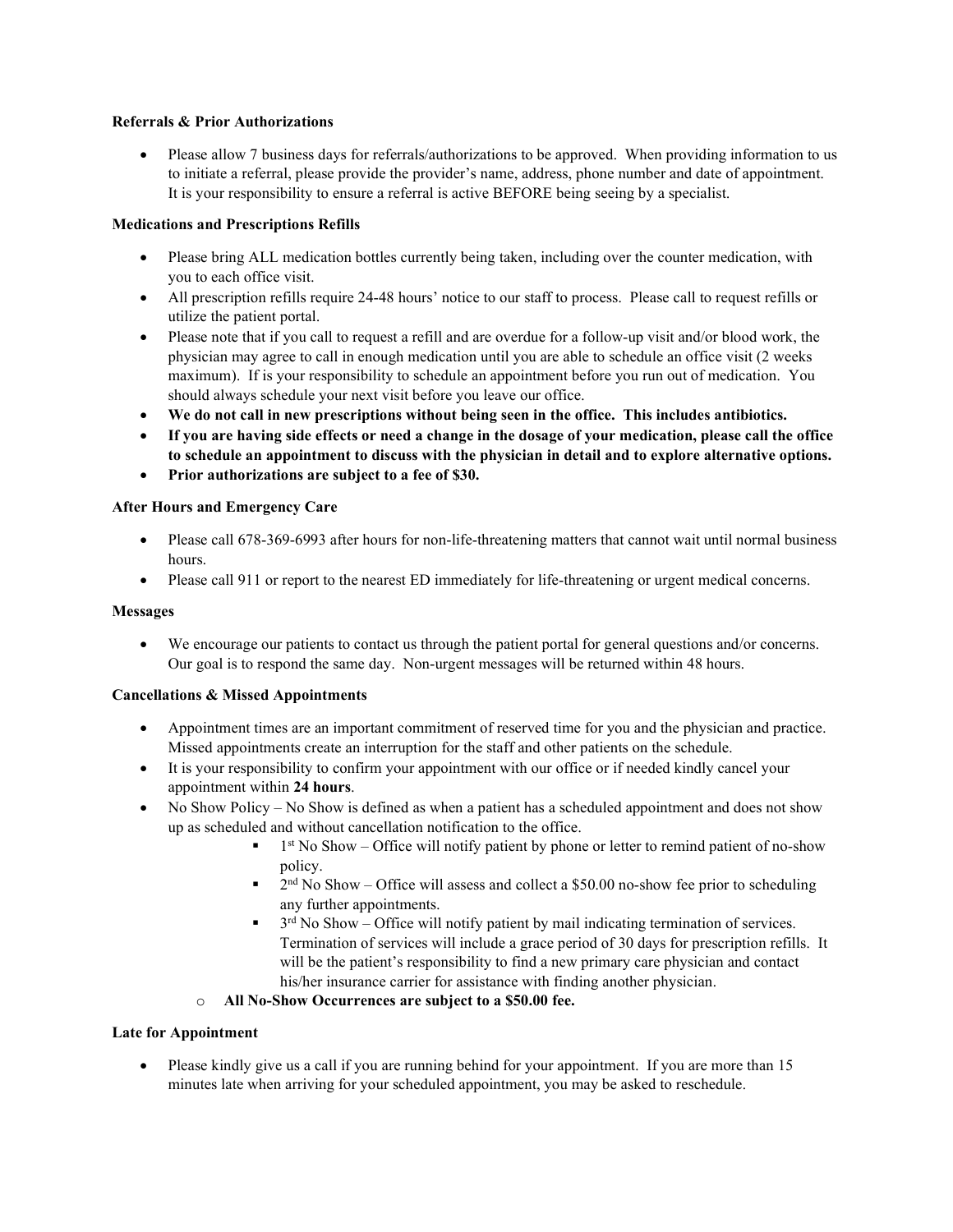**Referrals & Prior Authorizations**

- Please allow 7 business days for referrals/authorizations to be approved. When providing information to us to initiate a referral, please provide the provider's name, address, phone number and date of appointment. It is your responsibility to ensure a referral is active BEFORE being seeing by a specialist.

**Medications and Prescriptions Refills**

- Please bring ALL medication bottles currently being taken, including over the counter medication, with you to each office visit.
- All prescription refills require 24-48 hours' notice to our staff to process. Please call to request refills or utilize the patient portal.
- Please note that if you call to request a refill and are overdue for a follow-up visit and/or blood work, the physician may agree to call in enough medication until you are able to schedule an office visit (2 weeks maximum). If is your responsibility to schedule an appointment before you run out of medication. You should always schedule your next visit before you leave our office.
- **We do not call in new prescriptions without being seen in the office. This includes antibiotics.**
- **If you are having side effects or need a change in the dosage of your medication, please call the office to schedule an appointment to discuss with the physician in detail and to explore alternative options.**
- **Prior authorizations are subject to a fee of $30.**

**After Hours and Emergency Care**

- Please call 678-369-6993 after hours for non-life-threatening matters that cannot wait until normal business hours.
- Please call 911 or report to the nearest ED immediately for life-threatening or urgent medical concerns.

**Messages**

- We encourage our patients to contact us through the patient portal for general questions and/or concerns. Our goal is to respond the same day. Non-urgent messages will be returned within 48 hours.

**Cancellations & Missed Appointments**

- Appointment times are an important commitment of reserved time for you and the physician and practice. Missed appointments create an interruption for the staff and other patients on the schedule.
- It is your responsibility to confirm your appointment with our office or if needed kindly cancel your appointment within **24 hours**.
- No Show Policy – No Show is defined as when a patient has a scheduled appointment and does not show up as scheduled and without cancellation notification to the office.
    - 1st No Show – Office will notify patient by phone or letter to remind patient of no-show policy.
    - 2nd No Show – Office will assess and collect a $50.00 no-show fee prior to scheduling any further appointments.
    - 3rd No Show – Office will notify patient by mail indicating termination of services. Termination of services will include a grace period of 30 days for prescription refills. It will be the patient's responsibility to find a new primary care physician and contact his/her insurance carrier for assistance with finding another physician.
  - **All No-Show Occurrences are subject to a $50.00 fee.**

**Late for Appointment**

- Please kindly give us a call if you are running behind for your appointment. If you are more than 15 minutes late when arriving for your scheduled appointment, you may be asked to reschedule.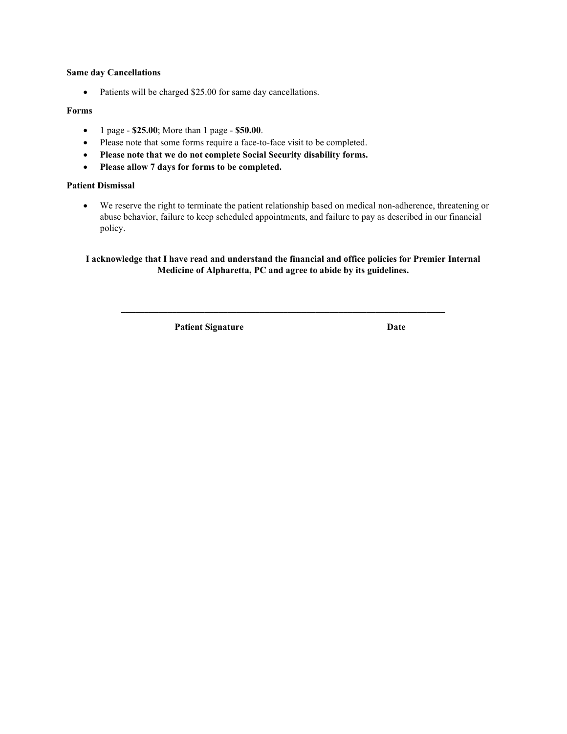**Same day Cancellations**

- Patients will be charged $25.00 for same day cancellations.

**Forms**

- 1 page - **$25.00**; More than 1 page - **$50.00**.
- Please note that some forms require a face-to-face visit to be completed.
- **Please note that we do not complete Social Security disability forms.**
- **Please allow 7 days for forms to be completed.**

**Patient Dismissal**

- We reserve the right to terminate the patient relationship based on medical non-adherence, threatening or abuse behavior, failure to keep scheduled appointments, and failure to pay as described in our financial policy.

**I acknowledge that I have read and understand the financial and office policies for Premier Internal Medicine of Alpharetta, PC and agree to abide by its guidelines.**

\_\_\_\_\_\_\_\_\_\_\_\_\_\_\_\_\_\_\_\_\_\_\_\_\_\_\_\_\_\_\_\_\_\_\_\_\_\_\_\_\_\_\_\_\_\_\_\_\_\_\_\_\_\_\_\_\_\_\_\_\_\_\_\_\_\_\_\_

**Patient Signature** **Date**